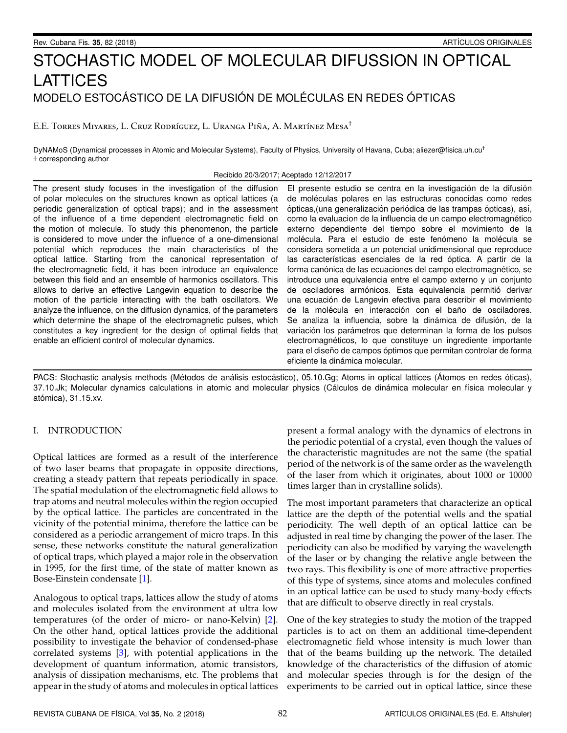# STOCHASTIC MODEL OF MOLECULAR DIFUSSION IN OPTICAL LATTICES

## MODELO ESTOCÁSTICO DE LA DIFUSIÓN DE MOLÉCULAS EN REDES ÓPTICAS

E.E. Torres Miyares, L. Cruz Rodríguez, L. Uranga Piña, A. Martínez Mesa†

DyNAMoS (Dynamical processes in Atomic and Molecular Systems), Faculty of Physics, University of Havana, Cuba; aliezer@fisica.uh.cu†
† corresponding author

Recibido 20/3/2017; Aceptado 12/12/2017

The present study focuses in the investigation of the diffusion of polar molecules on the structures known as optical lattices (a periodic generalization of optical traps); and in the assessment of the influence of a time dependent electromagnetic field on the motion of molecule. To study this phenomenon, the particle is considered to move under the influence of a one-dimensional potential which reproduces the main characteristics of the optical lattice. Starting from the canonical representation of the electromagnetic field, it has been introduce an equivalence between this field and an ensemble of harmonics oscillators. This allows to derive an effective Langevin equation to describe the motion of the particle interacting with the bath oscillators. We analyze the influence, on the diffusion dynamics, of the parameters which determine the shape of the electromagnetic pulses, which constitutes a key ingredient for the design of optimal fields that enable an efficient control of molecular dynamics.

El presente estudio se centra en la investigación de la difusión de moléculas polares en las estructuras conocidas como redes ópticas,(una generalización periódica de las trampas ópticas), así, como la evaluacion de la influencia de un campo electromagnético externo dependiente del tiempo sobre el movimiento de la molécula. Para el estudio de este fenómeno la molécula se considera sometida a un potencial unidimensional que reproduce las características esenciales de la red óptica. A partir de la forma canónica de las ecuaciones del campo electromagnético, se introduce una equivalencia entre el campo externo y un conjunto de osciladores armónicos. Esta equivalencia permitió derivar una ecuación de Langevin efectiva para describir el movimiento de la molécula en interacción con el baño de osciladores. Se analiza la influencia, sobre la dinámica de difusión, de la variación los parámetros que determinan la forma de los pulsos electromagnéticos, lo que constituye un ingrediente importante para el diseño de campos óptimos que permitan controlar de forma eficiente la dinámica molecular.

PACS: Stochastic analysis methods (Métodos de análisis estocástico), 05.10.Gg; Atoms in optical lattices (Átomos en redes óticas), 37.10.Jk; Molecular dynamics calculations in atomic and molecular physics (Cálculos de dinámica molecular en física molecular y atómica), 31.15.xv.

## I. INTRODUCTION

Optical lattices are formed as a result of the interference of two laser beams that propagate in opposite directions, creating a steady pattern that repeats periodically in space. The spatial modulation of the electromagnetic field allows to trap atoms and neutral molecules within the region occupied by the optical lattice. The particles are concentrated in the vicinity of the potential minima, therefore the lattice can be considered as a periodic arrangement of micro traps. In this sense, these networks constitute the natural generalization of optical traps, which played a major role in the observation in 1995, for the first time, of the state of matter known as Bose-Einstein condensate [1].

Analogous to optical traps, lattices allow the study of atoms and molecules isolated from the environment at ultra low temperatures (of the order of micro- or nano-Kelvin) [2]. On the other hand, optical lattices provide the additional possibility to investigate the behavior of condensed-phase correlated systems [3], with potential applications in the development of quantum information, atomic transistors, analysis of dissipation mechanisms, etc. The problems that appear in the study of atoms and molecules in optical lattices present a formal analogy with the dynamics of electrons in the periodic potential of a crystal, even though the values of the characteristic magnitudes are not the same (the spatial period of the network is of the same order as the wavelength of the laser from which it originates, about 1000 or 10000 times larger than in crystalline solids).

The most important parameters that characterize an optical lattice are the depth of the potential wells and the spatial periodicity. The well depth of an optical lattice can be adjusted in real time by changing the power of the laser. The periodicity can also be modified by varying the wavelength of the laser or by changing the relative angle between the two rays. This flexibility is one of more attractive properties of this type of systems, since atoms and molecules confined in an optical lattice can be used to study many-body effects that are difficult to observe directly in real crystals.

One of the key strategies to study the motion of the trapped particles is to act on them an additional time-dependent electromagnetic field whose intensity is much lower than that of the beams building up the network. The detailed knowledge of the characteristics of the diffusion of atomic and molecular species through is for the design of the experiments to be carried out in optical lattice, since these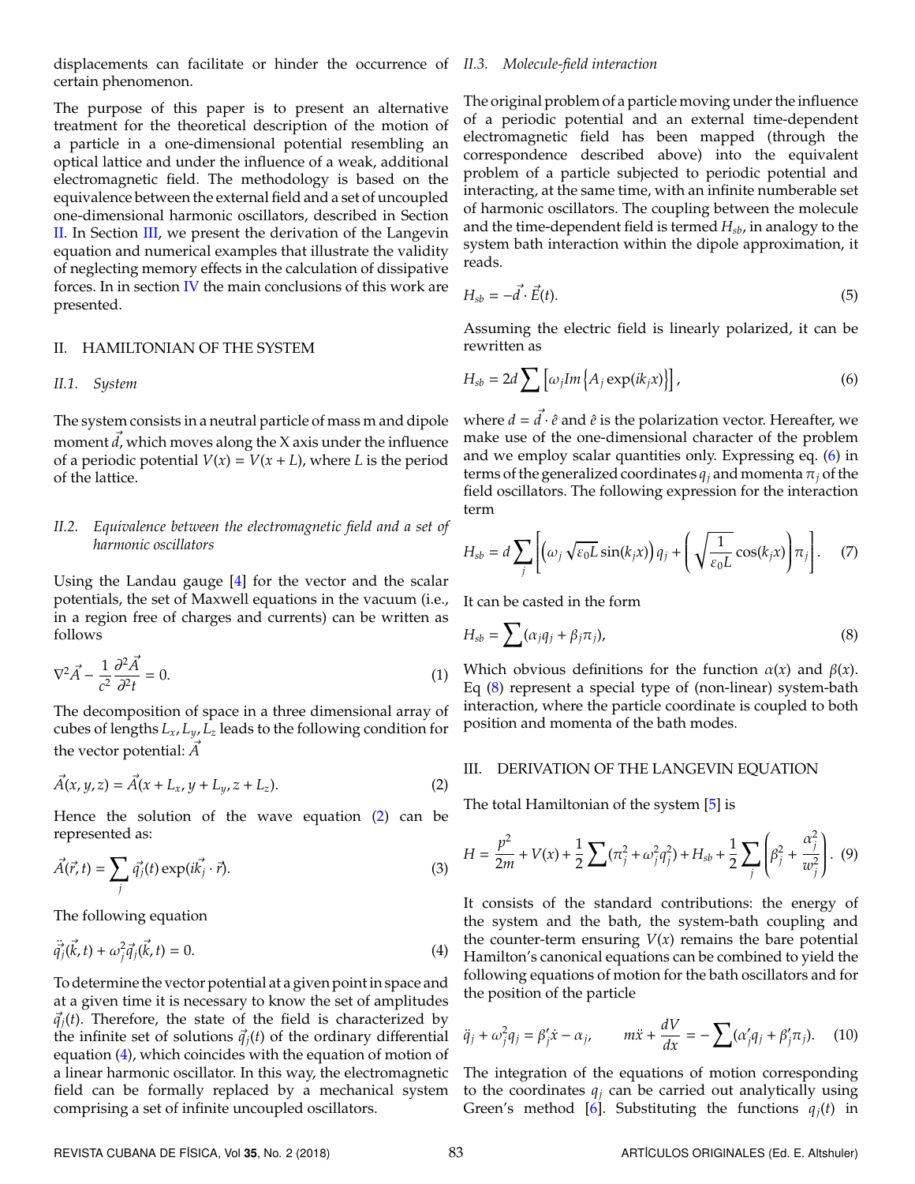displacements can facilitate or hinder the occurrence of certain phenomenon.

The purpose of this paper is to present an alternative treatment for the theoretical description of the motion of a particle in a one-dimensional potential resembling an optical lattice and under the influence of a weak, additional electromagnetic field. The methodology is based on the equivalence between the external field and a set of uncoupled one-dimensional harmonic oscillators, described in Section II. In Section III, we present the derivation of the Langevin equation and numerical examples that illustrate the validity of neglecting memory effects in the calculation of dissipative forces. In section IV the main conclusions of this work are presented.

## II. HAMILTONIAN OF THE SYSTEM

### *II.1. System*

The system consists in a neutral particle of mass m and dipole moment $\vec{d}$, which moves along the X axis under the influence of a periodic potential $V(x) = V(x + L)$, where $L$ is the period of the lattice.

### *II.2. Equivalence between the electromagnetic field and a set of harmonic oscillators*

Using the Landau gauge [4] for the vector and the scalar potentials, the set of Maxwell equations in the vacuum (i.e., in a region free of charges and currents) can be written as follows

$$\nabla^2 \vec{A} - \frac{1}{c^2}\frac{\partial^2 \vec{A}}{\partial^2 t} = 0. \tag{1}$$

The decomposition of space in a three dimensional array of cubes of lengths $L_x, L_y, L_z$ leads to the following condition for the vector potential: $\vec{A}$

$$\vec{A}(x, y, z) = \vec{A}(x + L_x, y + L_y, z + L_z). \tag{2}$$

Hence the solution of the wave equation (2) can be represented as:

$$\vec{A}(\vec{r}, t) = \sum_j \vec{q}_j(t) \exp(i\vec{k}_j \cdot \vec{r}). \tag{3}$$

The following equation

$$\ddot{\vec{q}}_j(\vec{k}, t) + \omega_j^2 \vec{q}_j(\vec{k}, t) = 0. \tag{4}$$

To determine the vector potential at a given point in space and at a given time it is necessary to know the set of amplitudes $\vec{q}_j(t)$. Therefore, the state of the field is characterized by the infinite set of solutions $\vec{q}_j(t)$ of the ordinary differential equation (4), which coincides with the equation of motion of a linear harmonic oscillator. In this way, the electromagnetic field can be formally replaced by a mechanical system comprising a set of infinite uncoupled oscillators.

### *II.3. Molecule-field interaction*

The original problem of a particle moving under the influence of a periodic potential and an external time-dependent electromagnetic field has been mapped (through the correspondence described above) into the equivalent problem of a particle subjected to periodic potential and interacting, at the same time, with an infinite numberable set of harmonic oscillators. The coupling between the molecule and the time-dependent field is termed $H_{sb}$, in analogy to the system bath interaction within the dipole approximation, it reads.

$$H_{sb} = -\vec{d} \cdot \vec{E}(t). \tag{5}$$

Assuming the electric field is linearly polarized, it can be rewritten as

$$H_{sb} = 2d \sum \left[\omega_j Im\left\{A_j \exp(ik_j x)\right\}\right], \tag{6}$$

where $d = \vec{d} \cdot \hat{e}$ and $\hat{e}$ is the polarization vector. Hereafter, we make use of the one-dimensional character of the problem and we employ scalar quantities only. Expressing eq. (6) in terms of the generalized coordinates $q_j$ and momenta $\pi_j$ of the field oscillators. The following expression for the interaction term

$$H_{sb} = d \sum_j \left[\left(\omega_j \sqrt{\varepsilon_0 L} \sin(k_j x)\right) q_j + \left(\sqrt{\frac{1}{\varepsilon_0 L}} \cos(k_j x)\right) \pi_j\right]. \tag{7}$$

It can be casted in the form

$$H_{sb} = \sum (\alpha_j q_j + \beta_j \pi_j), \tag{8}$$

Which obvious definitions for the function $\alpha(x)$ and $\beta(x)$. Eq (8) represent a special type of (non-linear) system-bath interaction, where the particle coordinate is coupled to both position and momenta of the bath modes.

## III. DERIVATION OF THE LANGEVIN EQUATION

The total Hamiltonian of the system [5] is

$$H = \frac{p^2}{2m} + V(x) + \frac{1}{2}\sum(\pi_j^2 + \omega_j^2 q_j^2) + H_{sb} + \frac{1}{2}\sum_j\left(\beta_j^2 + \frac{\alpha_j^2}{w_j^2}\right). \tag{9}$$

It consists of the standard contributions: the energy of the system and the bath, the system-bath coupling and the counter-term ensuring $V(x)$ remains the bare potential Hamiltonian's canonical equations can be combined to yield the following equations of motion for the bath oscillators and for the position of the particle

$$\ddot{q}_j + \omega_j^2 q_j = \beta_j' \dot{x} - \alpha_j, \qquad m\ddot{x} + \frac{dV}{dx} = -\sum(\alpha_j' q_j + \beta_j' \pi_j). \tag{10}$$

The integration of the equations of motion corresponding to the coordinates $q_j$ can be carried out analytically using Green's method [6]. Substituting the functions $q_j(t)$ in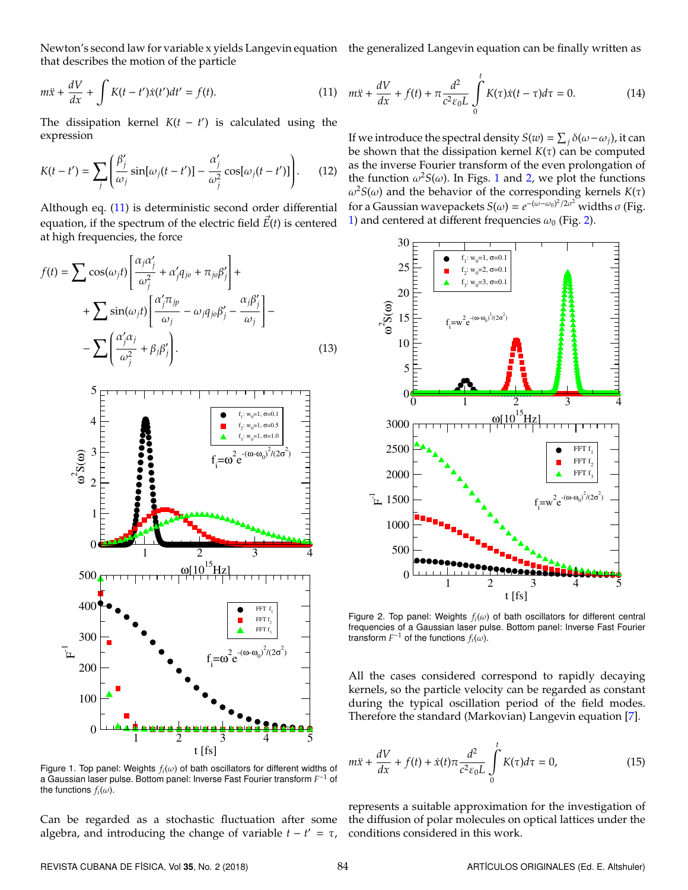Newton's second law for variable x yields Langevin equation that describes the motion of the particle

$$m\ddot{x} + \frac{dV}{dx} + \int K(t-t')\dot{x}(t')dt' = f(t). \quad (11)$$

The dissipation kernel $K(t-t')$ is calculated using the expression

$$K(t-t') = \sum_j \left( \frac{\beta_j'}{\omega_j} \sin[\omega_j(t-t')] - \frac{\alpha_j'}{\omega_j^2} \cos[\omega_j(t-t')] \right). \quad (12)$$

Although eq. (11) is deterministic second order differential equation, if the spectrum of the electric field $\vec{E}(t)$ is centered at high frequencies, the force

$$f(t) = \sum \cos(\omega_j t) \left[ \frac{\alpha_j \alpha_j'}{\omega_j^2} + \alpha_j' q_{jo} + \pi_{jo}\beta_j' \right] + \\ + \sum \sin(\omega_j t) \left[ \frac{\alpha_j' \pi_{jp}}{\omega_j} - \omega_j q_{jo}\beta_j' - \frac{\alpha_j \beta_j'}{\omega_j} \right] - \\ - \sum \left( \frac{\alpha_j' \alpha_j}{\omega_j^2} + \beta_j \beta_j' \right). \quad (13)$$

Figure 1. Top panel: Weights $f_i(\omega)$ of bath oscillators for different widths of a Gaussian laser pulse. Bottom panel: Inverse Fast Fourier transform $F^{-1}$ of the functions $f_i(\omega)$.

Can be regarded as a stochastic fluctuation after some algebra, and introducing the change of variable $t - t' = \tau$, the generalized Langevin equation can be finally written as

$$m\ddot{x} + \frac{dV}{dx} + f(t) + \pi \frac{d^2}{c^2 \varepsilon_0 L} \int_0^t K(\tau)\dot{x}(t-\tau)d\tau = 0. \quad (14)$$

If we introduce the spectral density $S(w) = \sum_j \delta(\omega - \omega_j)$, it can be shown that the dissipation kernel $K(\tau)$ can be computed as the inverse Fourier transform of the even prolongation of the function $\omega^2 S(\omega)$. In Figs. 1 and 2, we plot the functions $\omega^2 S(\omega)$ and the behavior of the corresponding kernels $K(\tau)$ for a Gaussian wavepackets $S(\omega) = e^{-(\omega-\omega_0)^2/2\sigma^2}$ widths $\sigma$ (Fig. 1) and centered at different frequencies $\omega_0$ (Fig. 2).

Figure 2. Top panel: Weights $f_i(\omega)$ of bath oscillators for different central frequencies of a Gaussian laser pulse. Bottom panel: Inverse Fast Fourier transform $F^{-1}$ of the functions $f_i(\omega)$.

All the cases considered correspond to rapidly decaying kernels, so the particle velocity can be regarded as constant during the typical oscillation period of the field modes. Therefore the standard (Markovian) Langevin equation [7].

$$m\ddot{x} + \frac{dV}{dx} + f(t) + \dot{x}(t)\pi \frac{d^2}{c^2 \varepsilon_0 L} \int_0^t K(\tau)d\tau = 0, \quad (15)$$

represents a suitable approximation for the investigation of the diffusion of polar molecules on optical lattices under the conditions considered in this work.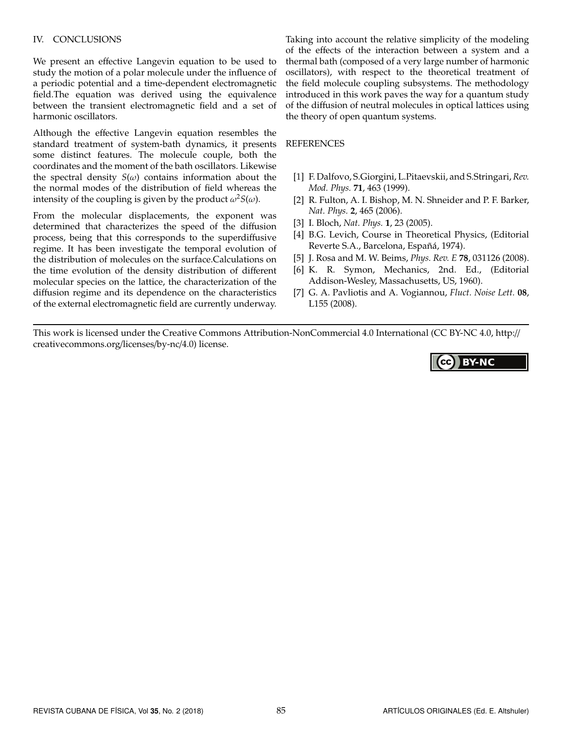## IV. CONCLUSIONS

We present an effective Langevin equation to be used to study the motion of a polar molecule under the influence of a periodic potential and a time-dependent electromagnetic field.The equation was derived using the equivalence between the transient electromagnetic field and a set of harmonic oscillators.

Although the effective Langevin equation resembles the standard treatment of system-bath dynamics, it presents some distinct features. The molecule couple, both the coordinates and the moment of the bath oscillators. Likewise the spectral density $S(\omega)$ contains information about the the normal modes of the distribution of field whereas the intensity of the coupling is given by the product $\omega^2 S(\omega)$.

From the molecular displacements, the exponent was determined that characterizes the speed of the diffusion process, being that this corresponds to the superdiffusive regime. It has been investigate the temporal evolution of the distribution of molecules on the surface.Calculations on the time evolution of the density distribution of different molecular species on the lattice, the characterization of the diffusion regime and its dependence on the characteristics of the external electromagnetic field are currently underway. Taking into account the relative simplicity of the modeling of the effects of the interaction between a system and a thermal bath (composed of a very large number of harmonic oscillators), with respect to the theoretical treatment of the field molecule coupling subsystems. The methodology introduced in this work paves the way for a quantum study of the diffusion of neutral molecules in optical lattices using the theory of open quantum systems.

## REFERENCES

[1] F. Dalfovo, S.Giorgini, L.Pitaevskii, and S.Stringari, *Rev. Mod. Phys.* **71**, 463 (1999).

[2] R. Fulton, A. I. Bishop, M. N. Shneider and P. F. Barker, *Nat. Phys.* **2**, 465 (2006).

[3] I. Bloch, *Nat. Phys.* **1**, 23 (2005).

[4] B.G. Levich, Course in Theoretical Physics, (Editorial Reverte S.A., Barcelona, Españá, 1974).

[5] J. Rosa and M. W. Beims, *Phys. Rev. E* **78**, 031126 (2008).

[6] K. R. Symon, Mechanics, 2nd. Ed., (Editorial Addison-Wesley, Massachusetts, US, 1960).

[7] G. A. Pavliotis and A. Vogiannou, *Fluct. Noise Lett.* **08**, L155 (2008).

---

This work is licensed under the Creative Commons Attribution-NonCommercial 4.0 International (CC BY-NC 4.0, http://creativecommons.org/licenses/by-nc/4.0) license.

CC BY-NC